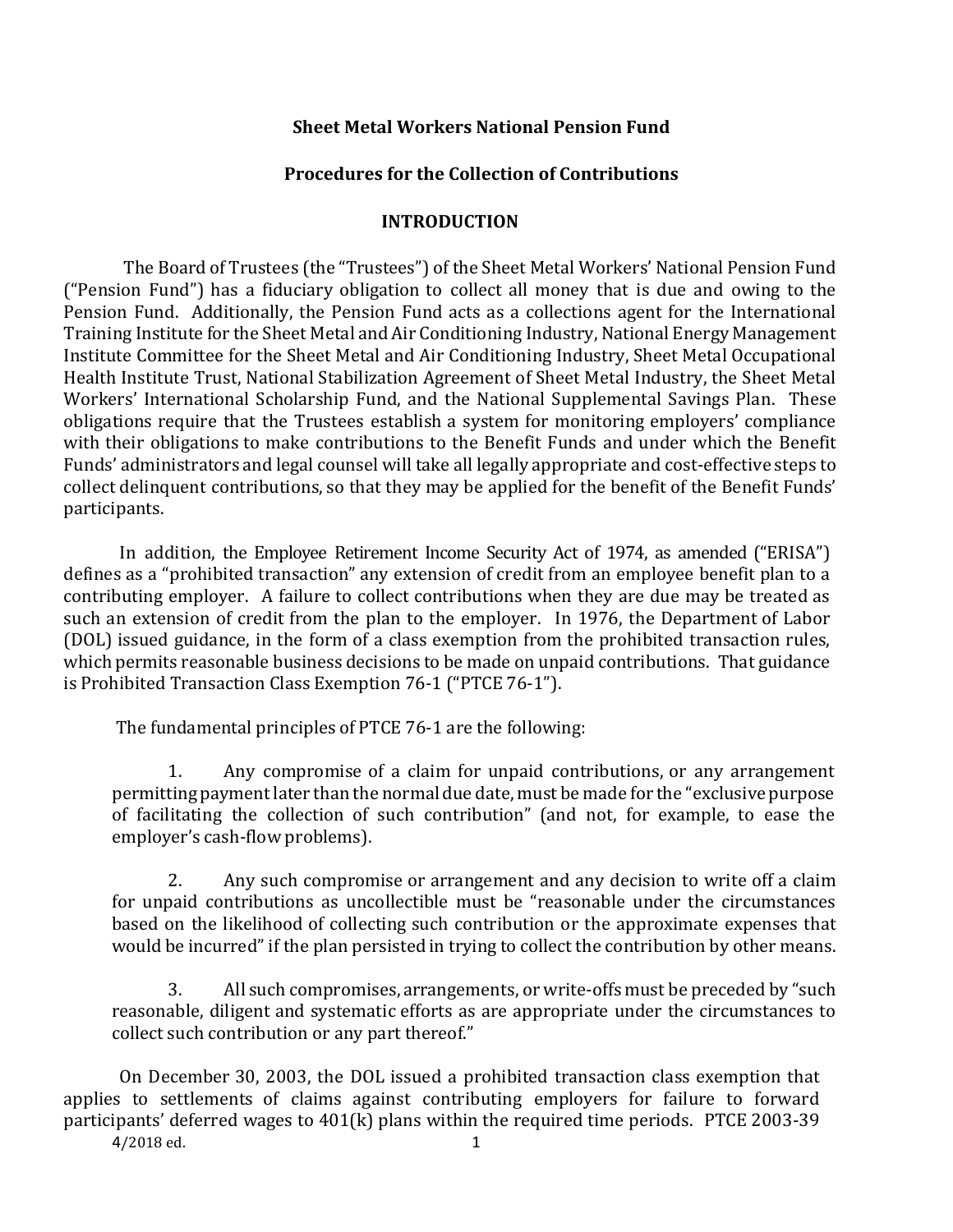**Sheet Metal Workers National Pension Fund**

**Procedures for the Collection of Contributions**

**INTRODUCTION**

The Board of Trustees (the "Trustees") of the Sheet Metal Workers' National Pension Fund ("Pension Fund") has a fiduciary obligation to collect all money that is due and owing to the Pension Fund. Additionally, the Pension Fund acts as a collections agent for the International Training Institute for the Sheet Metal and Air Conditioning Industry, National Energy Management Institute Committee for the Sheet Metal and Air Conditioning Industry, Sheet Metal Occupational Health Institute Trust, National Stabilization Agreement of Sheet Metal Industry, the Sheet Metal Workers' International Scholarship Fund, and the National Supplemental Savings Plan. These obligations require that the Trustees establish a system for monitoring employers' compliance with their obligations to make contributions to the Benefit Funds and under which the Benefit Funds' administrators and legal counsel will take all legally appropriate and cost-effective steps to collect delinquent contributions, so that they may be applied for the benefit of the Benefit Funds' participants.

In addition, the Employee Retirement Income Security Act of 1974, as amended ("ERISA") defines as a "prohibited transaction" any extension of credit from an employee benefit plan to a contributing employer. A failure to collect contributions when they are due may be treated as such an extension of credit from the plan to the employer. In 1976, the Department of Labor (DOL) issued guidance, in the form of a class exemption from the prohibited transaction rules, which permits reasonable business decisions to be made on unpaid contributions. That guidance is Prohibited Transaction Class Exemption 76-1 ("PTCE 76-1").

The fundamental principles of PTCE 76-1 are the following:

1. Any compromise of a claim for unpaid contributions, or any arrangement permitting payment later than the normal due date, must be made for the "exclusive purpose of facilitating the collection of such contribution" (and not, for example, to ease the employer's cash-flow problems).

2. Any such compromise or arrangement and any decision to write off a claim for unpaid contributions as uncollectible must be "reasonable under the circumstances based on the likelihood of collecting such contribution or the approximate expenses that would be incurred" if the plan persisted in trying to collect the contribution by other means.

3. All such compromises, arrangements, or write-offs must be preceded by "such reasonable, diligent and systematic efforts as are appropriate under the circumstances to collect such contribution or any part thereof."

On December 30, 2003, the DOL issued a prohibited transaction class exemption that applies to settlements of claims against contributing employers for failure to forward participants' deferred wages to 401(k) plans within the required time periods. PTCE 2003-39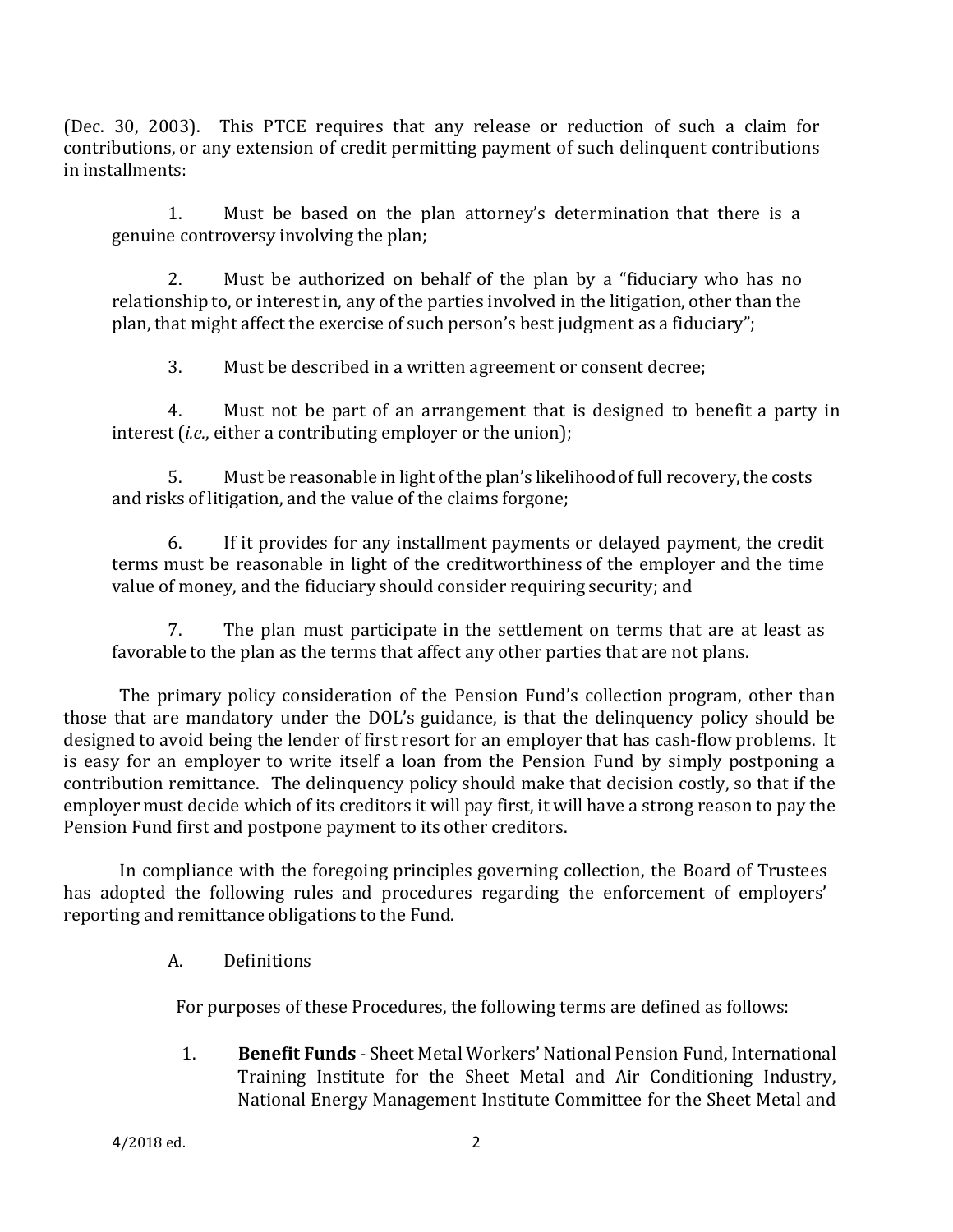(Dec. 30, 2003). This PTCE requires that any release or reduction of such a claim for contributions, or any extension of credit permitting payment of such delinquent contributions in installments:

1. Must be based on the plan attorney's determination that there is a genuine controversy involving the plan;

2. Must be authorized on behalf of the plan by a "fiduciary who has no relationship to, or interest in, any of the parties involved in the litigation, other than the plan, that might affect the exercise of such person's best judgment as a fiduciary";

3. Must be described in a written agreement or consent decree;

4. Must not be part of an arrangement that is designed to benefit a party in interest (*i.e.*, either a contributing employer or the union);

5. Must be reasonable in light of the plan's likelihood of full recovery, the costs and risks of litigation, and the value of the claims forgone;

6. If it provides for any installment payments or delayed payment, the credit terms must be reasonable in light of the creditworthiness of the employer and the time value of money, and the fiduciary should consider requiring security; and

7. The plan must participate in the settlement on terms that are at least as favorable to the plan as the terms that affect any other parties that are not plans.

The primary policy consideration of the Pension Fund's collection program, other than those that are mandatory under the DOL's guidance, is that the delinquency policy should be designed to avoid being the lender of first resort for an employer that has cash-flow problems. It is easy for an employer to write itself a loan from the Pension Fund by simply postponing a contribution remittance. The delinquency policy should make that decision costly, so that if the employer must decide which of its creditors it will pay first, it will have a strong reason to pay the Pension Fund first and postpone payment to its other creditors.

In compliance with the foregoing principles governing collection, the Board of Trustees has adopted the following rules and procedures regarding the enforcement of employers' reporting and remittance obligations to the Fund.

A. Definitions

For purposes of these Procedures, the following terms are defined as follows:

1. **Benefit Funds** - Sheet Metal Workers' National Pension Fund, International Training Institute for the Sheet Metal and Air Conditioning Industry, National Energy Management Institute Committee for the Sheet Metal and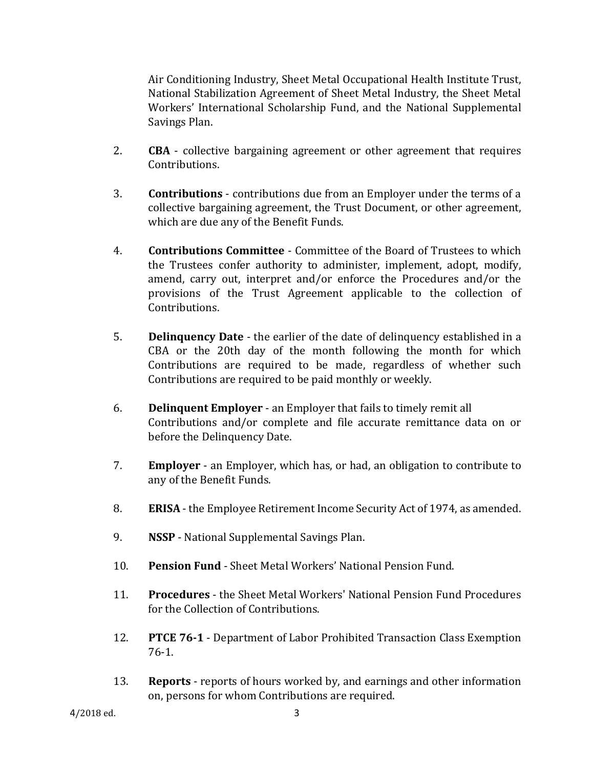Air Conditioning Industry, Sheet Metal Occupational Health Institute Trust, National Stabilization Agreement of Sheet Metal Industry, the Sheet Metal Workers' International Scholarship Fund, and the National Supplemental Savings Plan.

2. **CBA** - collective bargaining agreement or other agreement that requires Contributions.

3. **Contributions** - contributions due from an Employer under the terms of a collective bargaining agreement, the Trust Document, or other agreement, which are due any of the Benefit Funds.

4. **Contributions Committee** - Committee of the Board of Trustees to which the Trustees confer authority to administer, implement, adopt, modify, amend, carry out, interpret and/or enforce the Procedures and/or the provisions of the Trust Agreement applicable to the collection of Contributions.

5. **Delinquency Date** - the earlier of the date of delinquency established in a CBA or the 20th day of the month following the month for which Contributions are required to be made, regardless of whether such Contributions are required to be paid monthly or weekly.

6. **Delinquent Employer** - an Employer that fails to timely remit all Contributions and/or complete and file accurate remittance data on or before the Delinquency Date.

7. **Employer** - an Employer, which has, or had, an obligation to contribute to any of the Benefit Funds.

8. **ERISA** - the Employee Retirement Income Security Act of 1974, as amended.

9. **NSSP** - National Supplemental Savings Plan.

10. **Pension Fund** - Sheet Metal Workers' National Pension Fund.

11. **Procedures** - the Sheet Metal Workers' National Pension Fund Procedures for the Collection of Contributions.

12. **PTCE 76-1** - Department of Labor Prohibited Transaction Class Exemption 76-1.

13. **Reports** - reports of hours worked by, and earnings and other information on, persons for whom Contributions are required.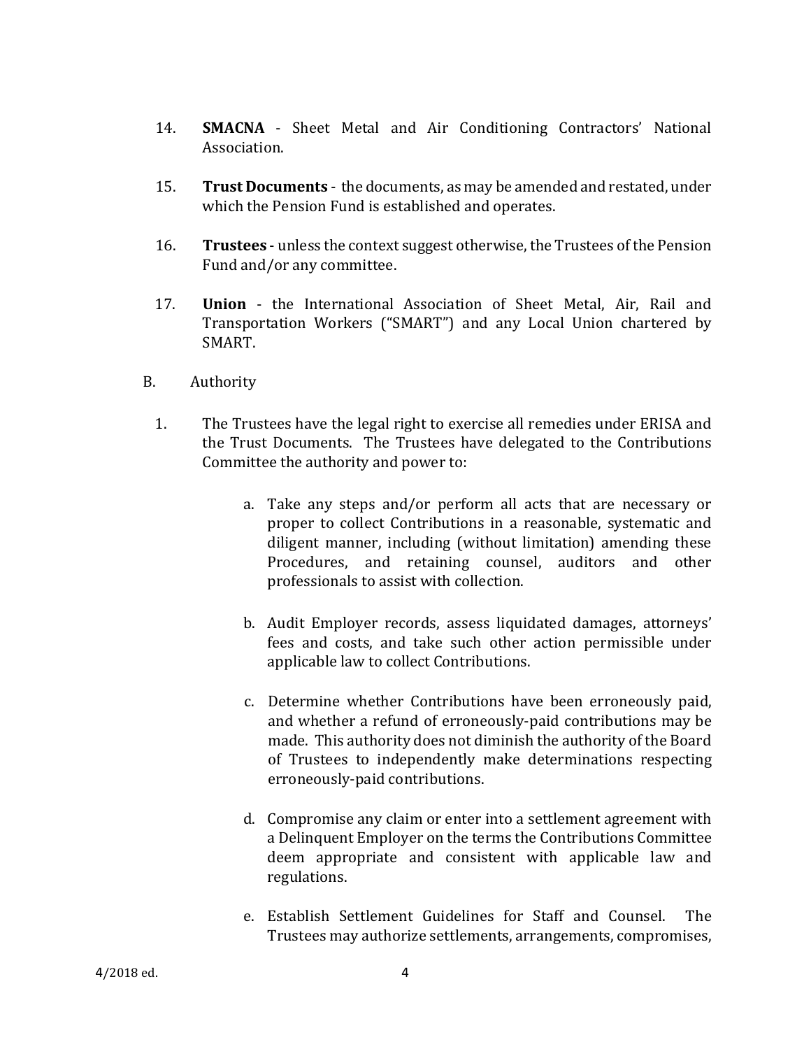14. **SMACNA** - Sheet Metal and Air Conditioning Contractors' National Association.

15. **Trust Documents** - the documents, as may be amended and restated, under which the Pension Fund is established and operates.

16. **Trustees** - unless the context suggest otherwise, the Trustees of the Pension Fund and/or any committee.

17. **Union** - the International Association of Sheet Metal, Air, Rail and Transportation Workers ("SMART") and any Local Union chartered by SMART.

B. Authority

1. The Trustees have the legal right to exercise all remedies under ERISA and the Trust Documents. The Trustees have delegated to the Contributions Committee the authority and power to:

   a. Take any steps and/or perform all acts that are necessary or proper to collect Contributions in a reasonable, systematic and diligent manner, including (without limitation) amending these Procedures, and retaining counsel, auditors and other professionals to assist with collection.

   b. Audit Employer records, assess liquidated damages, attorneys' fees and costs, and take such other action permissible under applicable law to collect Contributions.

   c. Determine whether Contributions have been erroneously paid, and whether a refund of erroneously-paid contributions may be made. This authority does not diminish the authority of the Board of Trustees to independently make determinations respecting erroneously-paid contributions.

   d. Compromise any claim or enter into a settlement agreement with a Delinquent Employer on the terms the Contributions Committee deem appropriate and consistent with applicable law and regulations.

   e. Establish Settlement Guidelines for Staff and Counsel. The Trustees may authorize settlements, arrangements, compromises,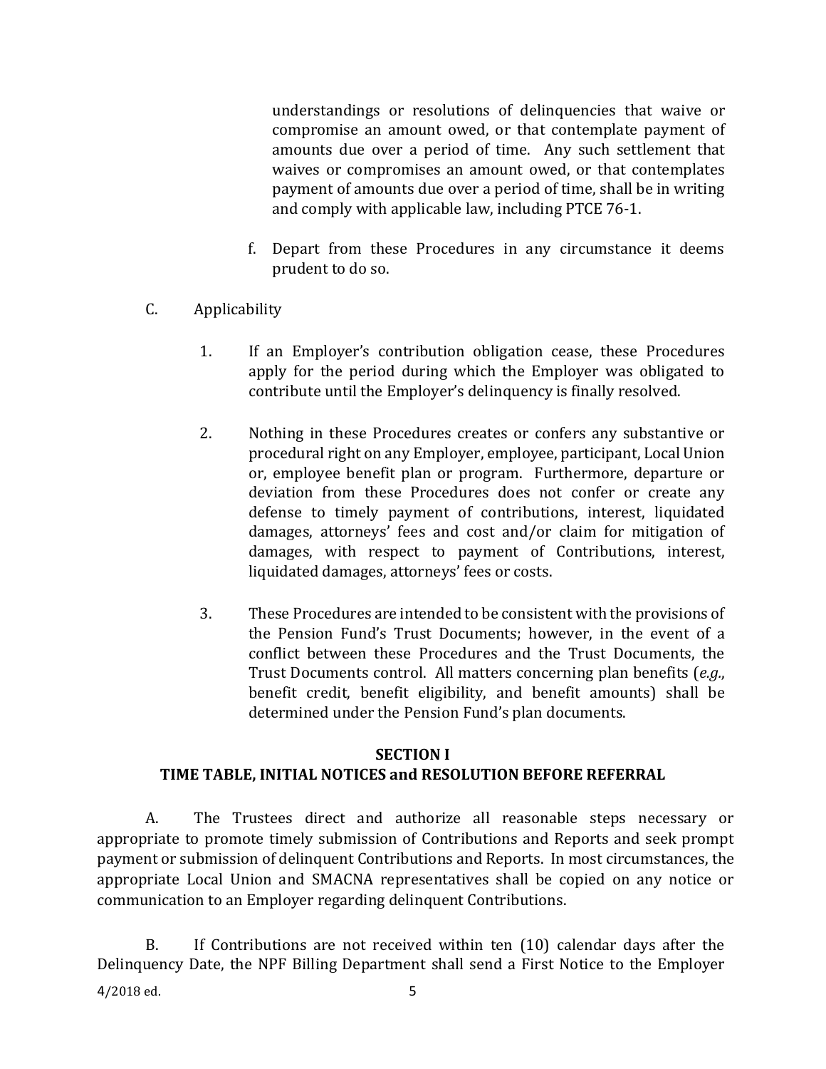understandings or resolutions of delinquencies that waive or compromise an amount owed, or that contemplate payment of amounts due over a period of time. Any such settlement that waives or compromises an amount owed, or that contemplates payment of amounts due over a period of time, shall be in writing and comply with applicable law, including PTCE 76-1.

f. Depart from these Procedures in any circumstance it deems prudent to do so.

C. Applicability

1. If an Employer's contribution obligation cease, these Procedures apply for the period during which the Employer was obligated to contribute until the Employer's delinquency is finally resolved.

2. Nothing in these Procedures creates or confers any substantive or procedural right on any Employer, employee, participant, Local Union or, employee benefit plan or program. Furthermore, departure or deviation from these Procedures does not confer or create any defense to timely payment of contributions, interest, liquidated damages, attorneys' fees and cost and/or claim for mitigation of damages, with respect to payment of Contributions, interest, liquidated damages, attorneys' fees or costs.

3. These Procedures are intended to be consistent with the provisions of the Pension Fund's Trust Documents; however, in the event of a conflict between these Procedures and the Trust Documents, the Trust Documents control. All matters concerning plan benefits (*e.g.*, benefit credit, benefit eligibility, and benefit amounts) shall be determined under the Pension Fund's plan documents.

## SECTION I
## TIME TABLE, INITIAL NOTICES and RESOLUTION BEFORE REFERRAL

A. The Trustees direct and authorize all reasonable steps necessary or appropriate to promote timely submission of Contributions and Reports and seek prompt payment or submission of delinquent Contributions and Reports. In most circumstances, the appropriate Local Union and SMACNA representatives shall be copied on any notice or communication to an Employer regarding delinquent Contributions.

B. If Contributions are not received within ten (10) calendar days after the Delinquency Date, the NPF Billing Department shall send a First Notice to the Employer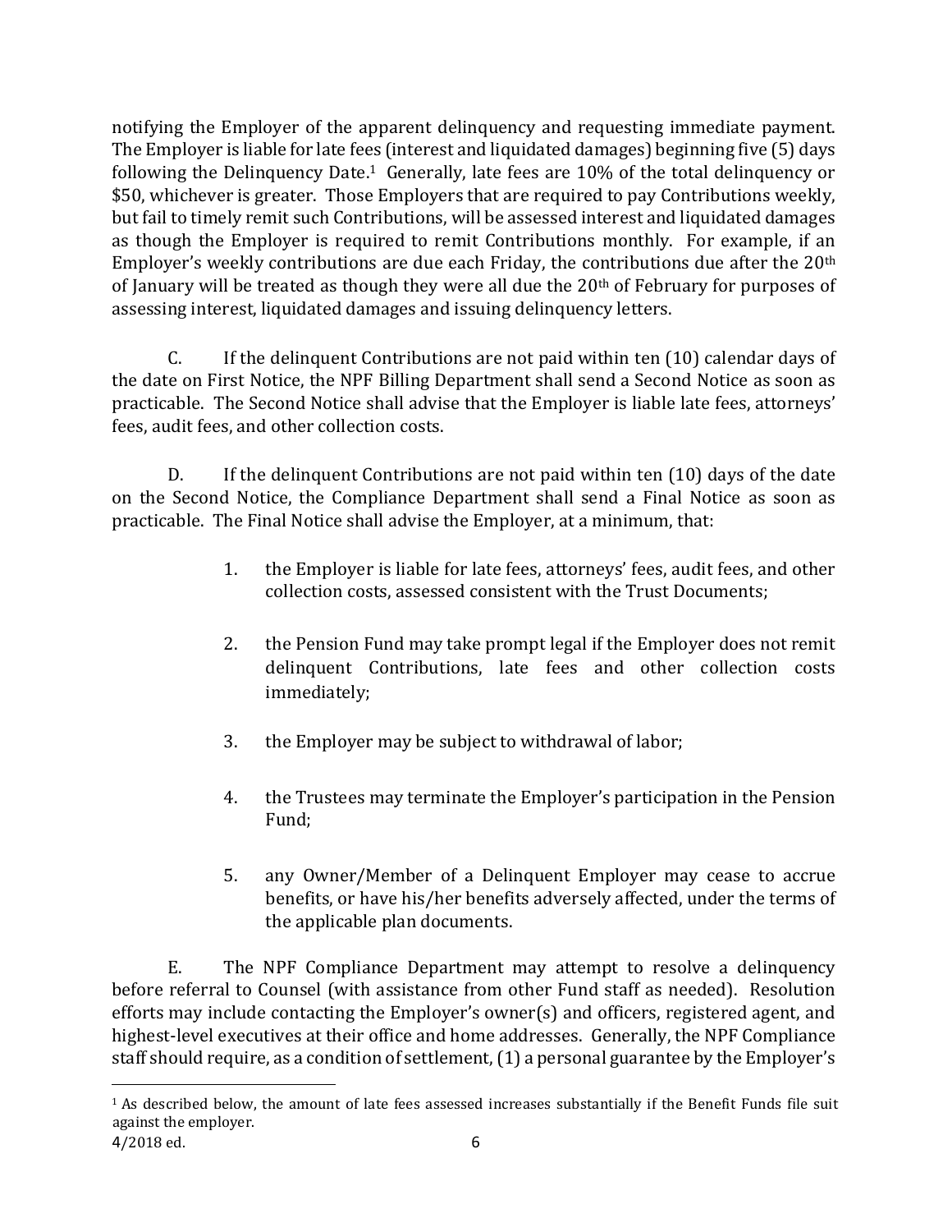notifying the Employer of the apparent delinquency and requesting immediate payment. The Employer is liable for late fees (interest and liquidated damages) beginning five (5) days following the Delinquency Date.[1] Generally, late fees are 10% of the total delinquency or $50, whichever is greater. Those Employers that are required to pay Contributions weekly, but fail to timely remit such Contributions, will be assessed interest and liquidated damages as though the Employer is required to remit Contributions monthly. For example, if an Employer's weekly contributions are due each Friday, the contributions due after the 20th of January will be treated as though they were all due the 20th of February for purposes of assessing interest, liquidated damages and issuing delinquency letters.

C. If the delinquent Contributions are not paid within ten (10) calendar days of the date on First Notice, the NPF Billing Department shall send a Second Notice as soon as practicable. The Second Notice shall advise that the Employer is liable late fees, attorneys' fees, audit fees, and other collection costs.

D. If the delinquent Contributions are not paid within ten (10) days of the date on the Second Notice, the Compliance Department shall send a Final Notice as soon as practicable. The Final Notice shall advise the Employer, at a minimum, that:

1. the Employer is liable for late fees, attorneys' fees, audit fees, and other collection costs, assessed consistent with the Trust Documents;
2. the Pension Fund may take prompt legal if the Employer does not remit delinquent Contributions, late fees and other collection costs immediately;
3. the Employer may be subject to withdrawal of labor;
4. the Trustees may terminate the Employer's participation in the Pension Fund;
5. any Owner/Member of a Delinquent Employer may cease to accrue benefits, or have his/her benefits adversely affected, under the terms of the applicable plan documents.

E. The NPF Compliance Department may attempt to resolve a delinquency before referral to Counsel (with assistance from other Fund staff as needed). Resolution efforts may include contacting the Employer's owner(s) and officers, registered agent, and highest-level executives at their office and home addresses. Generally, the NPF Compliance staff should require, as a condition of settlement, (1) a personal guarantee by the Employer's

[1] As described below, the amount of late fees assessed increases substantially if the Benefit Funds file suit against the employer.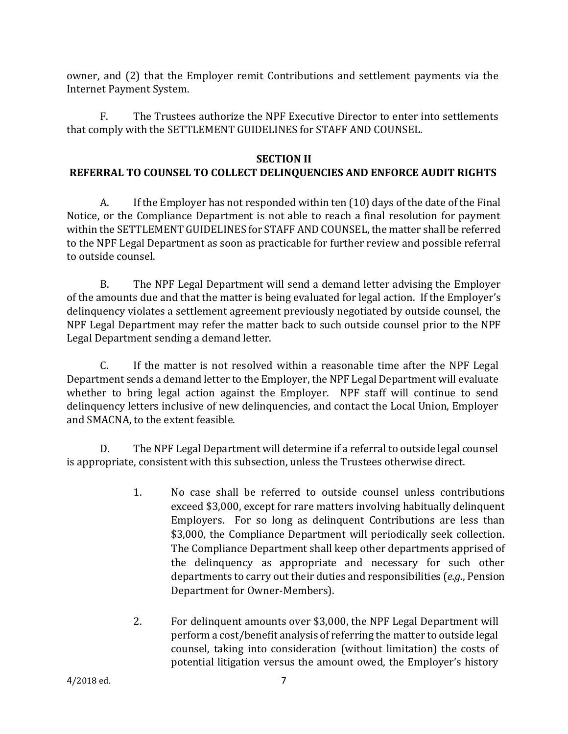owner, and (2) that the Employer remit Contributions and settlement payments via the Internet Payment System.

F. The Trustees authorize the NPF Executive Director to enter into settlements that comply with the SETTLEMENT GUIDELINES for STAFF AND COUNSEL.

## SECTION II
## REFERRAL TO COUNSEL TO COLLECT DELINQUENCIES AND ENFORCE AUDIT RIGHTS

A. If the Employer has not responded within ten (10) days of the date of the Final Notice, or the Compliance Department is not able to reach a final resolution for payment within the SETTLEMENT GUIDELINES for STAFF AND COUNSEL, the matter shall be referred to the NPF Legal Department as soon as practicable for further review and possible referral to outside counsel.

B. The NPF Legal Department will send a demand letter advising the Employer of the amounts due and that the matter is being evaluated for legal action. If the Employer's delinquency violates a settlement agreement previously negotiated by outside counsel, the NPF Legal Department may refer the matter back to such outside counsel prior to the NPF Legal Department sending a demand letter.

C. If the matter is not resolved within a reasonable time after the NPF Legal Department sends a demand letter to the Employer, the NPF Legal Department will evaluate whether to bring legal action against the Employer. NPF staff will continue to send delinquency letters inclusive of new delinquencies, and contact the Local Union, Employer and SMACNA, to the extent feasible.

D. The NPF Legal Department will determine if a referral to outside legal counsel is appropriate, consistent with this subsection, unless the Trustees otherwise direct.

1. No case shall be referred to outside counsel unless contributions exceed $3,000, except for rare matters involving habitually delinquent Employers. For so long as delinquent Contributions are less than $3,000, the Compliance Department will periodically seek collection. The Compliance Department shall keep other departments apprised of the delinquency as appropriate and necessary for such other departments to carry out their duties and responsibilities (*e.g.*, Pension Department for Owner-Members).

2. For delinquent amounts over $3,000, the NPF Legal Department will perform a cost/benefit analysis of referring the matter to outside legal counsel, taking into consideration (without limitation) the costs of potential litigation versus the amount owed, the Employer's history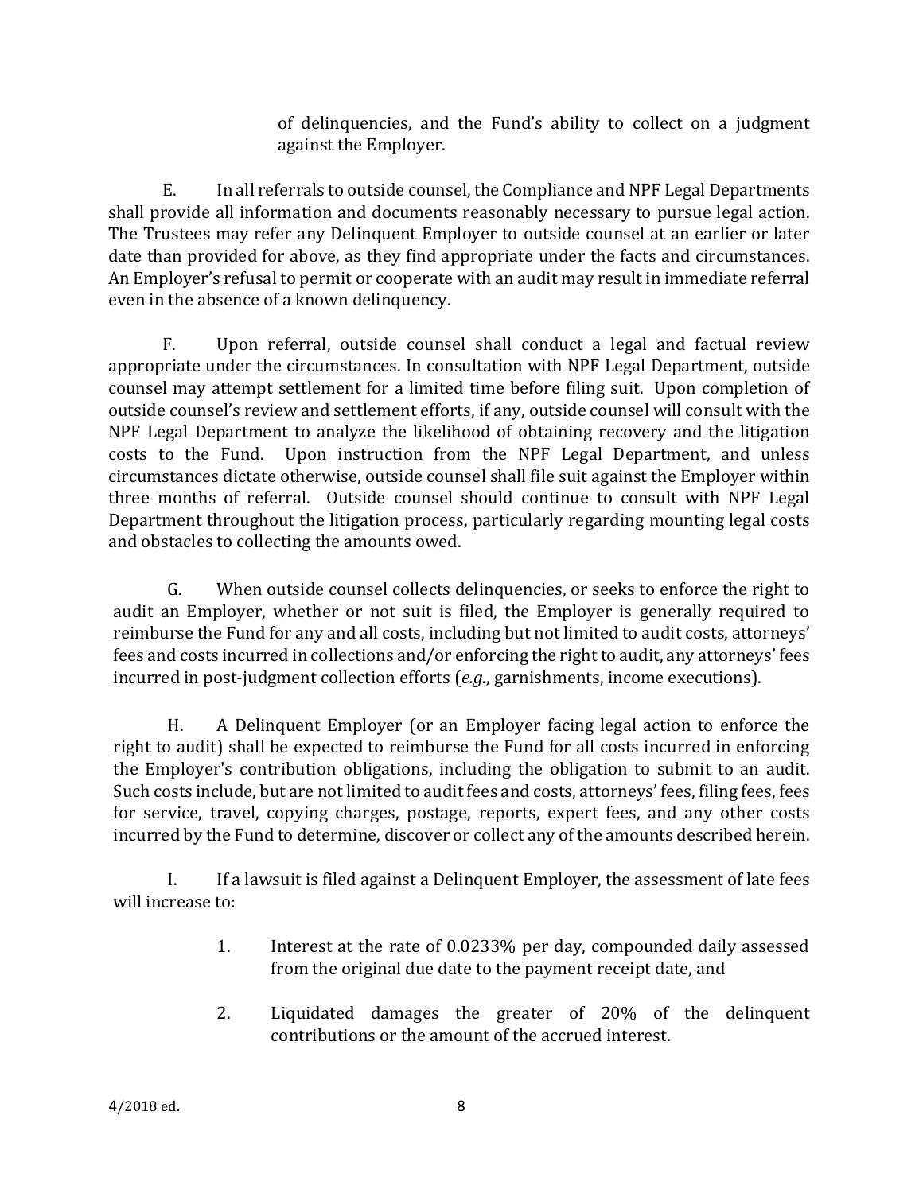of delinquencies, and the Fund's ability to collect on a judgment against the Employer.

E. In all referrals to outside counsel, the Compliance and NPF Legal Departments shall provide all information and documents reasonably necessary to pursue legal action. The Trustees may refer any Delinquent Employer to outside counsel at an earlier or later date than provided for above, as they find appropriate under the facts and circumstances. An Employer's refusal to permit or cooperate with an audit may result in immediate referral even in the absence of a known delinquency.

F. Upon referral, outside counsel shall conduct a legal and factual review appropriate under the circumstances. In consultation with NPF Legal Department, outside counsel may attempt settlement for a limited time before filing suit. Upon completion of outside counsel's review and settlement efforts, if any, outside counsel will consult with the NPF Legal Department to analyze the likelihood of obtaining recovery and the litigation costs to the Fund. Upon instruction from the NPF Legal Department, and unless circumstances dictate otherwise, outside counsel shall file suit against the Employer within three months of referral. Outside counsel should continue to consult with NPF Legal Department throughout the litigation process, particularly regarding mounting legal costs and obstacles to collecting the amounts owed.

G. When outside counsel collects delinquencies, or seeks to enforce the right to audit an Employer, whether or not suit is filed, the Employer is generally required to reimburse the Fund for any and all costs, including but not limited to audit costs, attorneys' fees and costs incurred in collections and/or enforcing the right to audit, any attorneys' fees incurred in post-judgment collection efforts (*e.g.*, garnishments, income executions).

H. A Delinquent Employer (or an Employer facing legal action to enforce the right to audit) shall be expected to reimburse the Fund for all costs incurred in enforcing the Employer's contribution obligations, including the obligation to submit to an audit. Such costs include, but are not limited to audit fees and costs, attorneys' fees, filing fees, fees for service, travel, copying charges, postage, reports, expert fees, and any other costs incurred by the Fund to determine, discover or collect any of the amounts described herein.

I. If a lawsuit is filed against a Delinquent Employer, the assessment of late fees will increase to:

1. Interest at the rate of 0.0233% per day, compounded daily assessed from the original due date to the payment receipt date, and

2. Liquidated damages the greater of 20% of the delinquent contributions or the amount of the accrued interest.

4/2018 ed.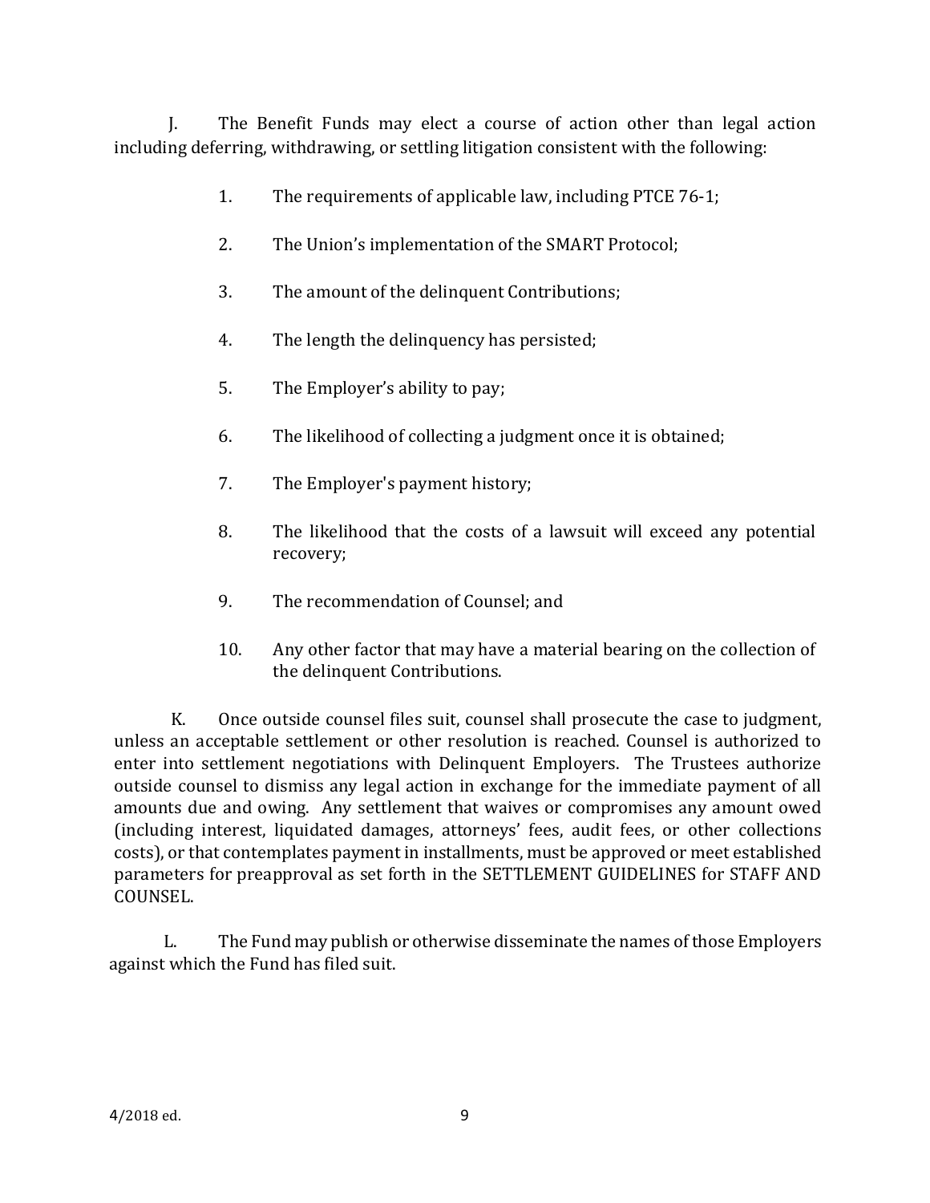J. The Benefit Funds may elect a course of action other than legal action including deferring, withdrawing, or settling litigation consistent with the following:

1. The requirements of applicable law, including PTCE 76-1;

2. The Union's implementation of the SMART Protocol;

3. The amount of the delinquent Contributions;

4. The length the delinquency has persisted;

5. The Employer's ability to pay;

6. The likelihood of collecting a judgment once it is obtained;

7. The Employer's payment history;

8. The likelihood that the costs of a lawsuit will exceed any potential recovery;

9. The recommendation of Counsel; and

10. Any other factor that may have a material bearing on the collection of the delinquent Contributions.

K. Once outside counsel files suit, counsel shall prosecute the case to judgment, unless an acceptable settlement or other resolution is reached. Counsel is authorized to enter into settlement negotiations with Delinquent Employers. The Trustees authorize outside counsel to dismiss any legal action in exchange for the immediate payment of all amounts due and owing. Any settlement that waives or compromises any amount owed (including interest, liquidated damages, attorneys' fees, audit fees, or other collections costs), or that contemplates payment in installments, must be approved or meet established parameters for preapproval as set forth in the SETTLEMENT GUIDELINES for STAFF AND COUNSEL.

L. The Fund may publish or otherwise disseminate the names of those Employers against which the Fund has filed suit.

4/2018 ed.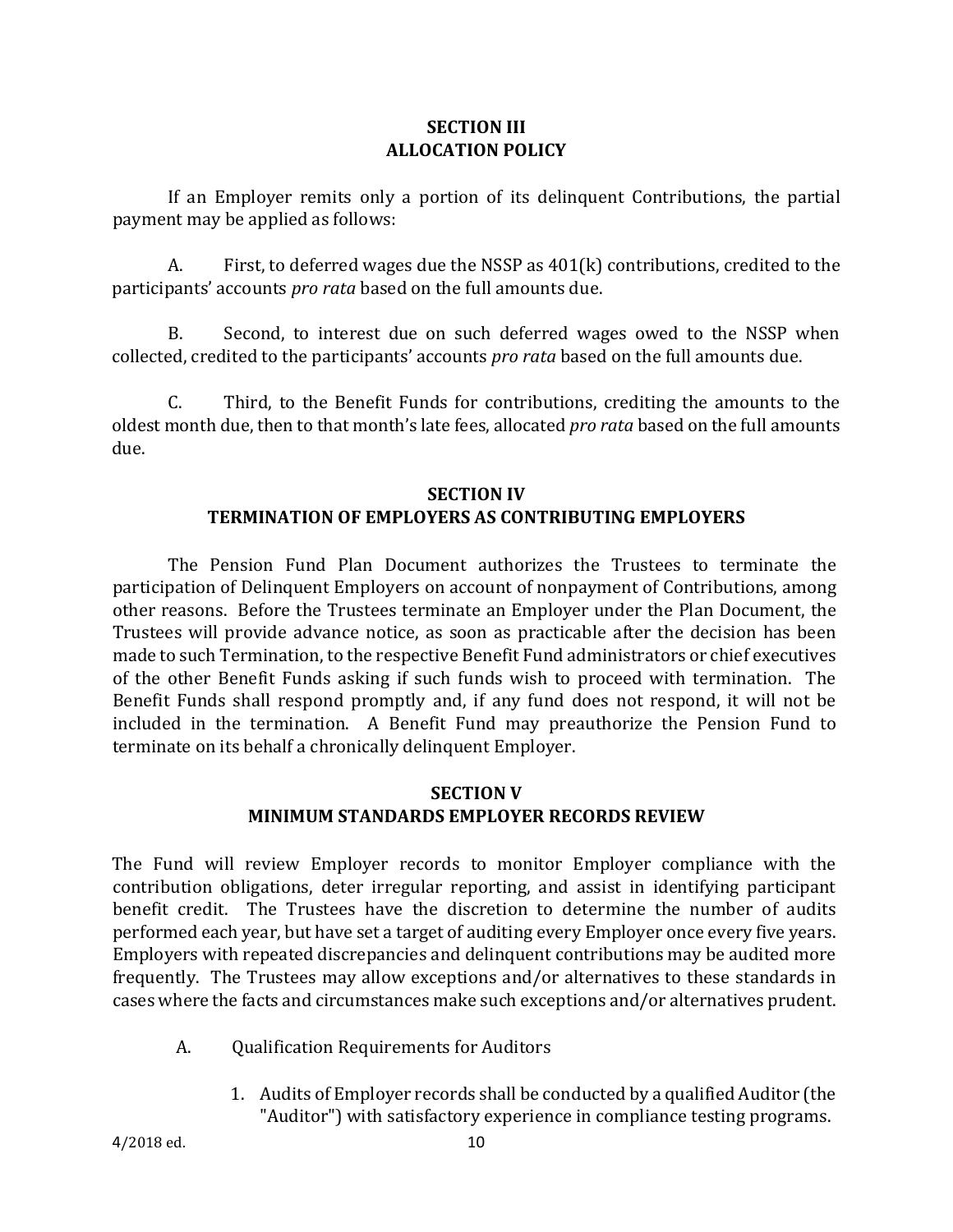## SECTION III
## ALLOCATION POLICY

If an Employer remits only a portion of its delinquent Contributions, the partial payment may be applied as follows:

A. First, to deferred wages due the NSSP as 401(k) contributions, credited to the participants' accounts *pro rata* based on the full amounts due.

B. Second, to interest due on such deferred wages owed to the NSSP when collected, credited to the participants' accounts *pro rata* based on the full amounts due.

C. Third, to the Benefit Funds for contributions, crediting the amounts to the oldest month due, then to that month's late fees, allocated *pro rata* based on the full amounts due.

## SECTION IV
## TERMINATION OF EMPLOYERS AS CONTRIBUTING EMPLOYERS

The Pension Fund Plan Document authorizes the Trustees to terminate the participation of Delinquent Employers on account of nonpayment of Contributions, among other reasons. Before the Trustees terminate an Employer under the Plan Document, the Trustees will provide advance notice, as soon as practicable after the decision has been made to such Termination, to the respective Benefit Fund administrators or chief executives of the other Benefit Funds asking if such funds wish to proceed with termination. The Benefit Funds shall respond promptly and, if any fund does not respond, it will not be included in the termination. A Benefit Fund may preauthorize the Pension Fund to terminate on its behalf a chronically delinquent Employer.

## SECTION V
## MINIMUM STANDARDS EMPLOYER RECORDS REVIEW

The Fund will review Employer records to monitor Employer compliance with the contribution obligations, deter irregular reporting, and assist in identifying participant benefit credit. The Trustees have the discretion to determine the number of audits performed each year, but have set a target of auditing every Employer once every five years. Employers with repeated discrepancies and delinquent contributions may be audited more frequently. The Trustees may allow exceptions and/or alternatives to these standards in cases where the facts and circumstances make such exceptions and/or alternatives prudent.

A. Qualification Requirements for Auditors

1. Audits of Employer records shall be conducted by a qualified Auditor (the "Auditor") with satisfactory experience in compliance testing programs.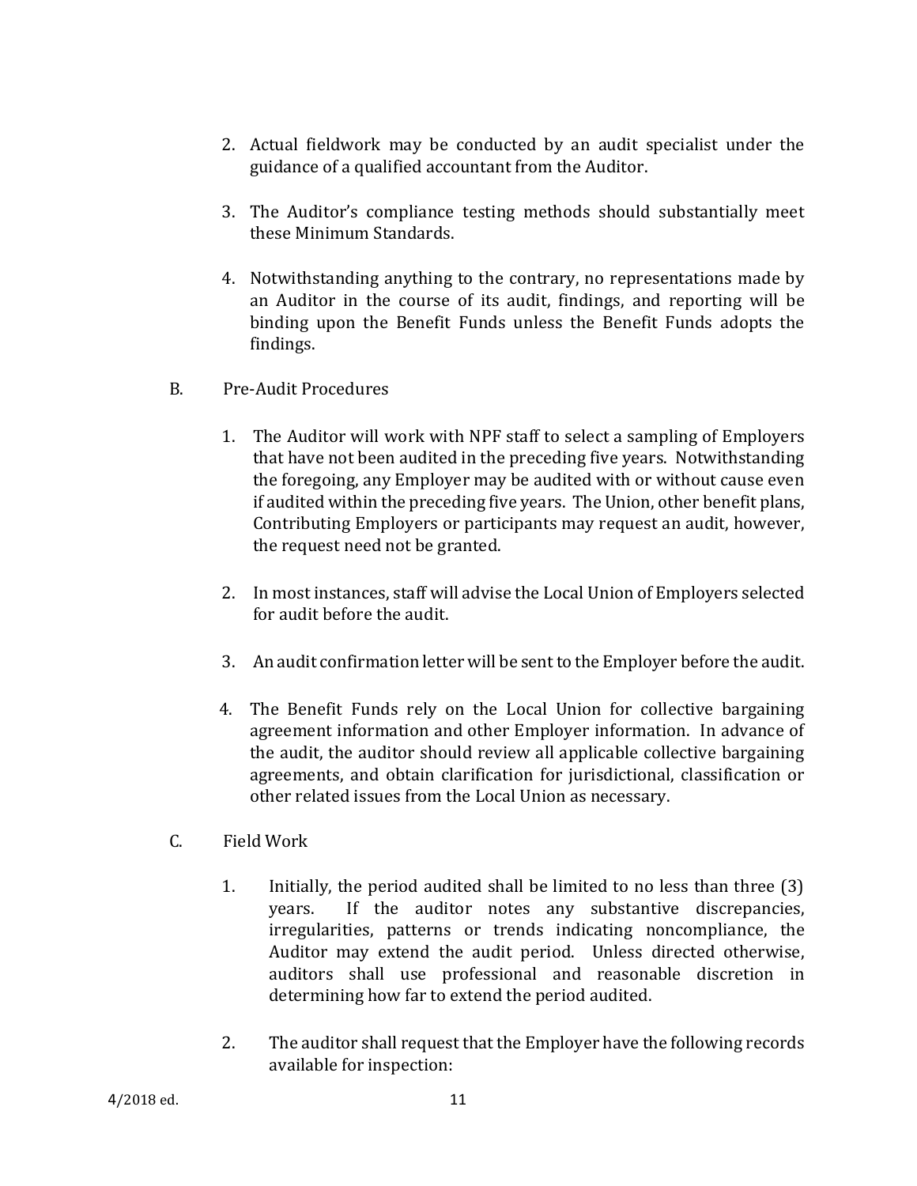2. Actual fieldwork may be conducted by an audit specialist under the guidance of a qualified accountant from the Auditor.

3. The Auditor's compliance testing methods should substantially meet these Minimum Standards.

4. Notwithstanding anything to the contrary, no representations made by an Auditor in the course of its audit, findings, and reporting will be binding upon the Benefit Funds unless the Benefit Funds adopts the findings.

B. Pre-Audit Procedures

1. The Auditor will work with NPF staff to select a sampling of Employers that have not been audited in the preceding five years. Notwithstanding the foregoing, any Employer may be audited with or without cause even if audited within the preceding five years. The Union, other benefit plans, Contributing Employers or participants may request an audit, however, the request need not be granted.

2. In most instances, staff will advise the Local Union of Employers selected for audit before the audit.

3. An audit confirmation letter will be sent to the Employer before the audit.

4. The Benefit Funds rely on the Local Union for collective bargaining agreement information and other Employer information. In advance of the audit, the auditor should review all applicable collective bargaining agreements, and obtain clarification for jurisdictional, classification or other related issues from the Local Union as necessary.

C. Field Work

1. Initially, the period audited shall be limited to no less than three (3) years. If the auditor notes any substantive discrepancies, irregularities, patterns or trends indicating noncompliance, the Auditor may extend the audit period. Unless directed otherwise, auditors shall use professional and reasonable discretion in determining how far to extend the period audited.

2. The auditor shall request that the Employer have the following records available for inspection: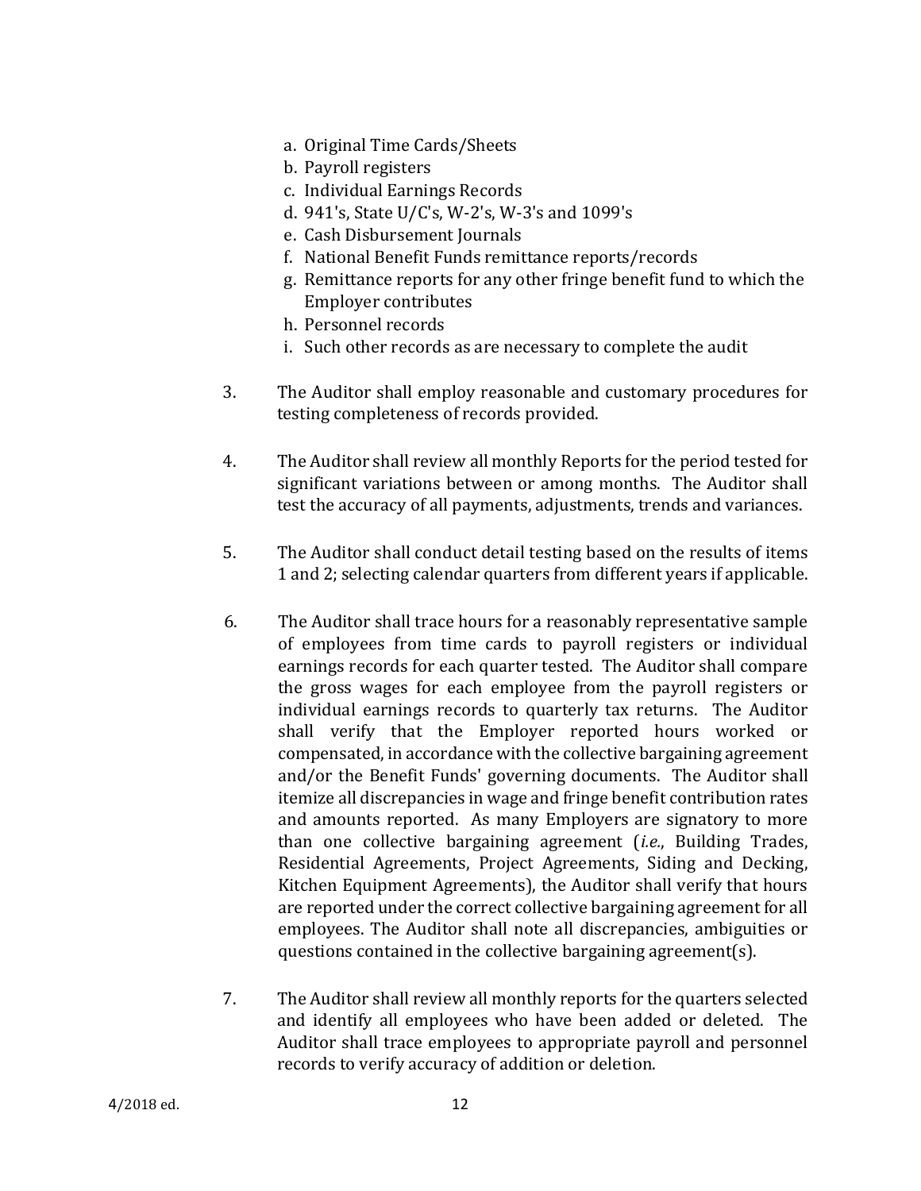a. Original Time Cards/Sheets
b. Payroll registers
c. Individual Earnings Records
d. 941's, State U/C's, W-2's, W-3's and 1099's
e. Cash Disbursement Journals
f. National Benefit Funds remittance reports/records
g. Remittance reports for any other fringe benefit fund to which the Employer contributes
h. Personnel records
i. Such other records as are necessary to complete the audit

3. The Auditor shall employ reasonable and customary procedures for testing completeness of records provided.

4. The Auditor shall review all monthly Reports for the period tested for significant variations between or among months. The Auditor shall test the accuracy of all payments, adjustments, trends and variances.

5. The Auditor shall conduct detail testing based on the results of items 1 and 2; selecting calendar quarters from different years if applicable.

6. The Auditor shall trace hours for a reasonably representative sample of employees from time cards to payroll registers or individual earnings records for each quarter tested. The Auditor shall compare the gross wages for each employee from the payroll registers or individual earnings records to quarterly tax returns. The Auditor shall verify that the Employer reported hours worked or compensated, in accordance with the collective bargaining agreement and/or the Benefit Funds' governing documents. The Auditor shall itemize all discrepancies in wage and fringe benefit contribution rates and amounts reported. As many Employers are signatory to more than one collective bargaining agreement (*i.e.*, Building Trades, Residential Agreements, Project Agreements, Siding and Decking, Kitchen Equipment Agreements), the Auditor shall verify that hours are reported under the correct collective bargaining agreement for all employees. The Auditor shall note all discrepancies, ambiguities or questions contained in the collective bargaining agreement(s).

7. The Auditor shall review all monthly reports for the quarters selected and identify all employees who have been added or deleted. The Auditor shall trace employees to appropriate payroll and personnel records to verify accuracy of addition or deletion.

4/2018 ed.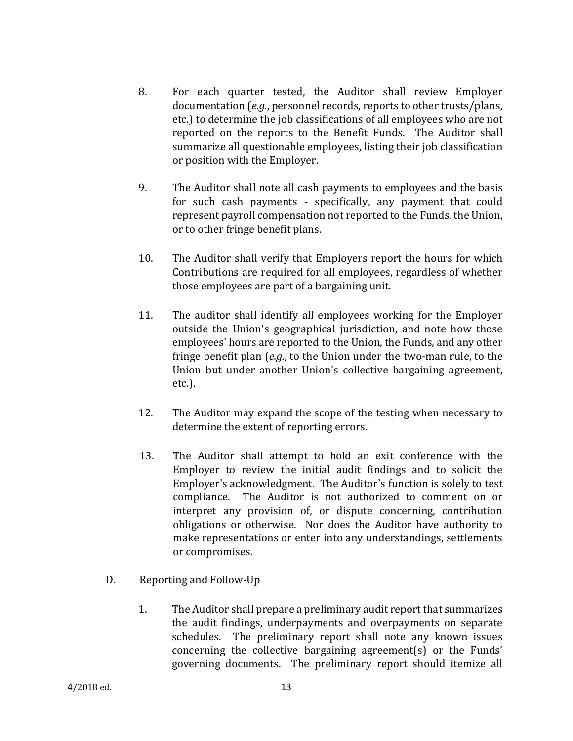8. For each quarter tested, the Auditor shall review Employer documentation (*e.g.*, personnel records, reports to other trusts/plans, etc.) to determine the job classifications of all employees who are not reported on the reports to the Benefit Funds. The Auditor shall summarize all questionable employees, listing their job classification or position with the Employer.

9. The Auditor shall note all cash payments to employees and the basis for such cash payments - specifically, any payment that could represent payroll compensation not reported to the Funds, the Union, or to other fringe benefit plans.

10. The Auditor shall verify that Employers report the hours for which Contributions are required for all employees, regardless of whether those employees are part of a bargaining unit.

11. The auditor shall identify all employees working for the Employer outside the Union's geographical jurisdiction, and note how those employees' hours are reported to the Union, the Funds, and any other fringe benefit plan (*e.g.*, to the Union under the two-man rule, to the Union but under another Union's collective bargaining agreement, etc.).

12. The Auditor may expand the scope of the testing when necessary to determine the extent of reporting errors.

13. The Auditor shall attempt to hold an exit conference with the Employer to review the initial audit findings and to solicit the Employer's acknowledgment. The Auditor's function is solely to test compliance. The Auditor is not authorized to comment on or interpret any provision of, or dispute concerning, contribution obligations or otherwise. Nor does the Auditor have authority to make representations or enter into any understandings, settlements or compromises.

D. Reporting and Follow-Up

1. The Auditor shall prepare a preliminary audit report that summarizes the audit findings, underpayments and overpayments on separate schedules. The preliminary report shall note any known issues concerning the collective bargaining agreement(s) or the Funds' governing documents. The preliminary report should itemize all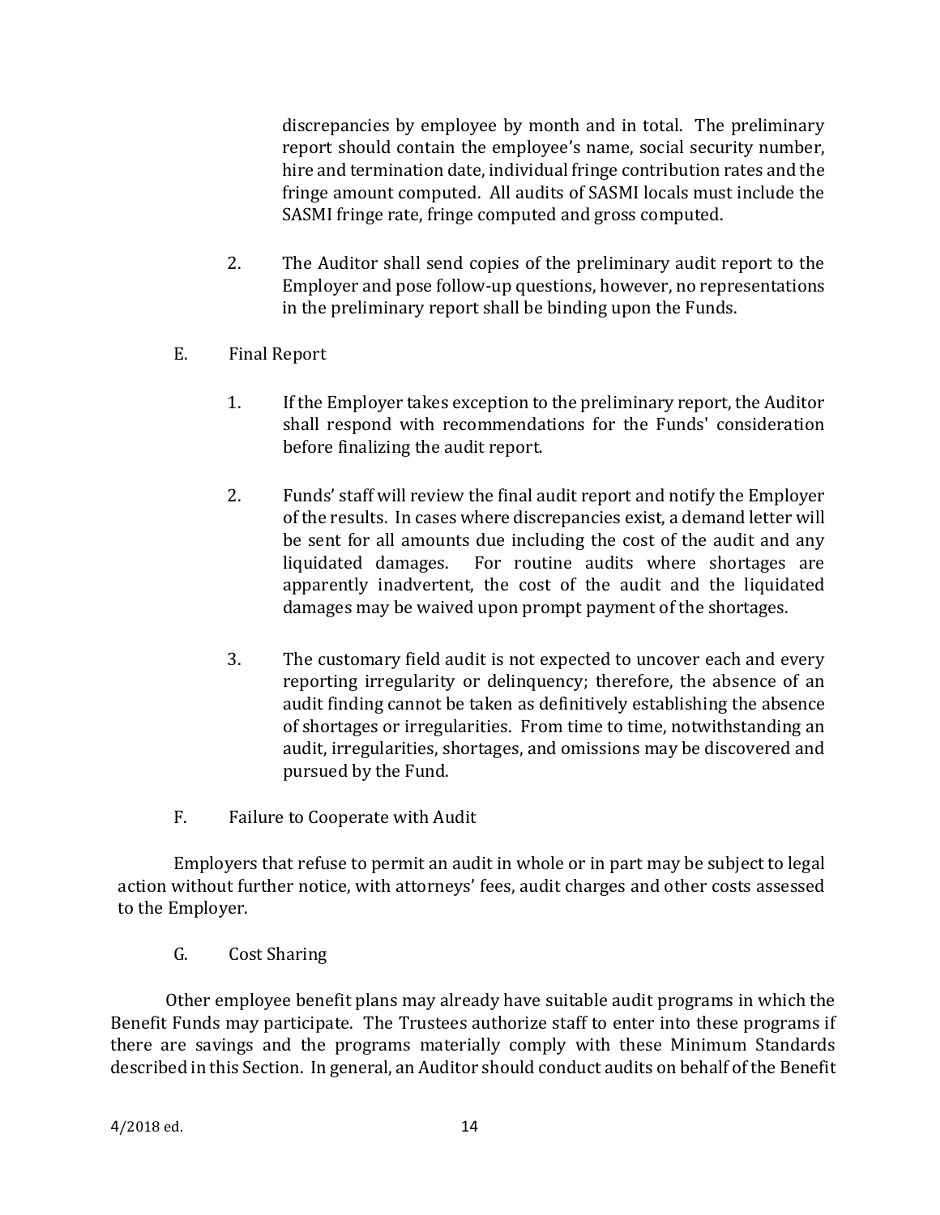discrepancies by employee by month and in total. The preliminary report should contain the employee's name, social security number, hire and termination date, individual fringe contribution rates and the fringe amount computed. All audits of SASMI locals must include the SASMI fringe rate, fringe computed and gross computed.

2. The Auditor shall send copies of the preliminary audit report to the Employer and pose follow-up questions, however, no representations in the preliminary report shall be binding upon the Funds.

E. Final Report

1. If the Employer takes exception to the preliminary report, the Auditor shall respond with recommendations for the Funds' consideration before finalizing the audit report.

2. Funds' staff will review the final audit report and notify the Employer of the results. In cases where discrepancies exist, a demand letter will be sent for all amounts due including the cost of the audit and any liquidated damages. For routine audits where shortages are apparently inadvertent, the cost of the audit and the liquidated damages may be waived upon prompt payment of the shortages.

3. The customary field audit is not expected to uncover each and every reporting irregularity or delinquency; therefore, the absence of an audit finding cannot be taken as definitively establishing the absence of shortages or irregularities. From time to time, notwithstanding an audit, irregularities, shortages, and omissions may be discovered and pursued by the Fund.

F. Failure to Cooperate with Audit

Employers that refuse to permit an audit in whole or in part may be subject to legal action without further notice, with attorneys' fees, audit charges and other costs assessed to the Employer.

G. Cost Sharing

Other employee benefit plans may already have suitable audit programs in which the Benefit Funds may participate. The Trustees authorize staff to enter into these programs if there are savings and the programs materially comply with these Minimum Standards described in this Section. In general, an Auditor should conduct audits on behalf of the Benefit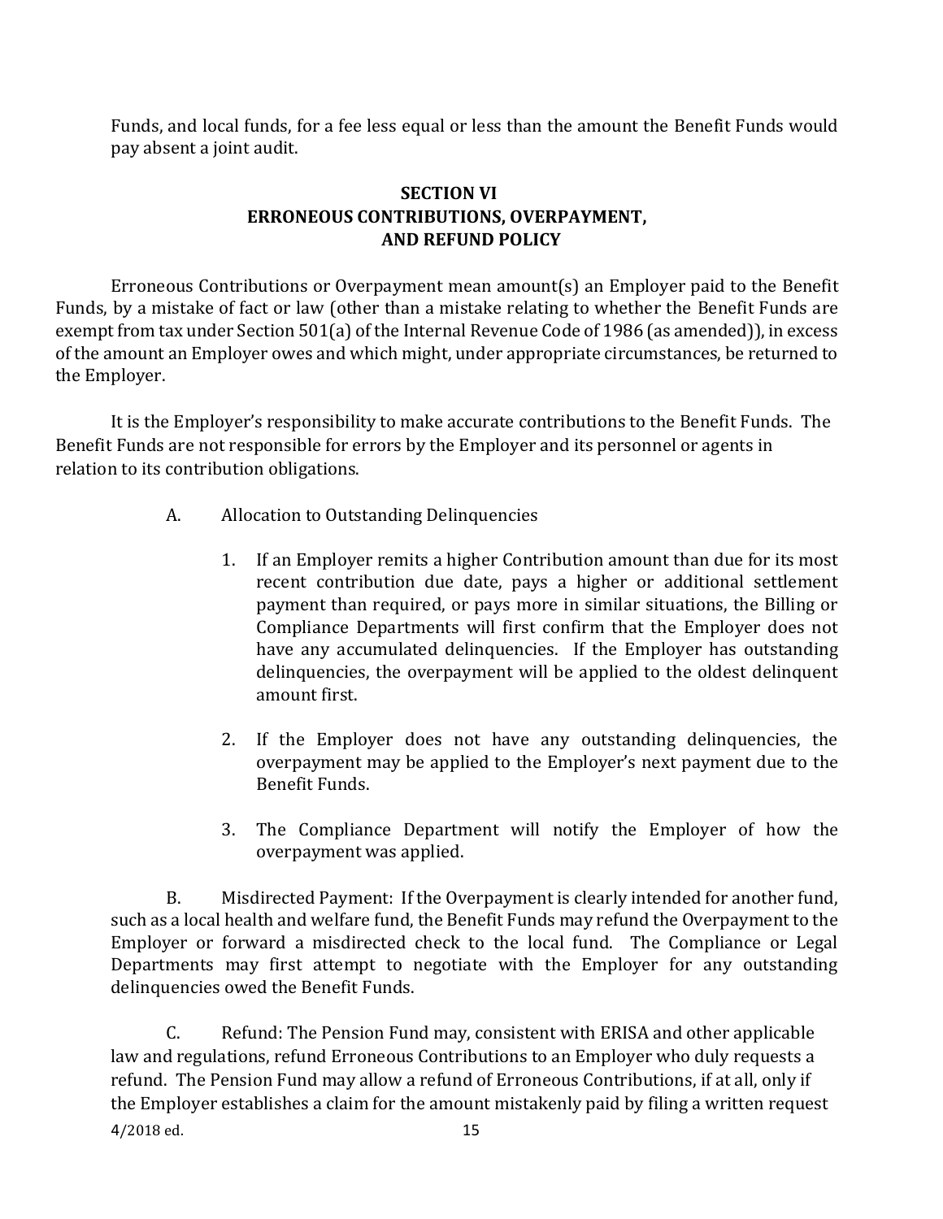Funds, and local funds, for a fee less equal or less than the amount the Benefit Funds would pay absent a joint audit.

## SECTION VI
## ERRONEOUS CONTRIBUTIONS, OVERPAYMENT, AND REFUND POLICY

Erroneous Contributions or Overpayment mean amount(s) an Employer paid to the Benefit Funds, by a mistake of fact or law (other than a mistake relating to whether the Benefit Funds are exempt from tax under Section 501(a) of the Internal Revenue Code of 1986 (as amended)), in excess of the amount an Employer owes and which might, under appropriate circumstances, be returned to the Employer.

It is the Employer's responsibility to make accurate contributions to the Benefit Funds. The Benefit Funds are not responsible for errors by the Employer and its personnel or agents in relation to its contribution obligations.

A. Allocation to Outstanding Delinquencies

1. If an Employer remits a higher Contribution amount than due for its most recent contribution due date, pays a higher or additional settlement payment than required, or pays more in similar situations, the Billing or Compliance Departments will first confirm that the Employer does not have any accumulated delinquencies. If the Employer has outstanding delinquencies, the overpayment will be applied to the oldest delinquent amount first.

2. If the Employer does not have any outstanding delinquencies, the overpayment may be applied to the Employer's next payment due to the Benefit Funds.

3. The Compliance Department will notify the Employer of how the overpayment was applied.

B. Misdirected Payment: If the Overpayment is clearly intended for another fund, such as a local health and welfare fund, the Benefit Funds may refund the Overpayment to the Employer or forward a misdirected check to the local fund. The Compliance or Legal Departments may first attempt to negotiate with the Employer for any outstanding delinquencies owed the Benefit Funds.

C. Refund: The Pension Fund may, consistent with ERISA and other applicable law and regulations, refund Erroneous Contributions to an Employer who duly requests a refund. The Pension Fund may allow a refund of Erroneous Contributions, if at all, only if the Employer establishes a claim for the amount mistakenly paid by filing a written request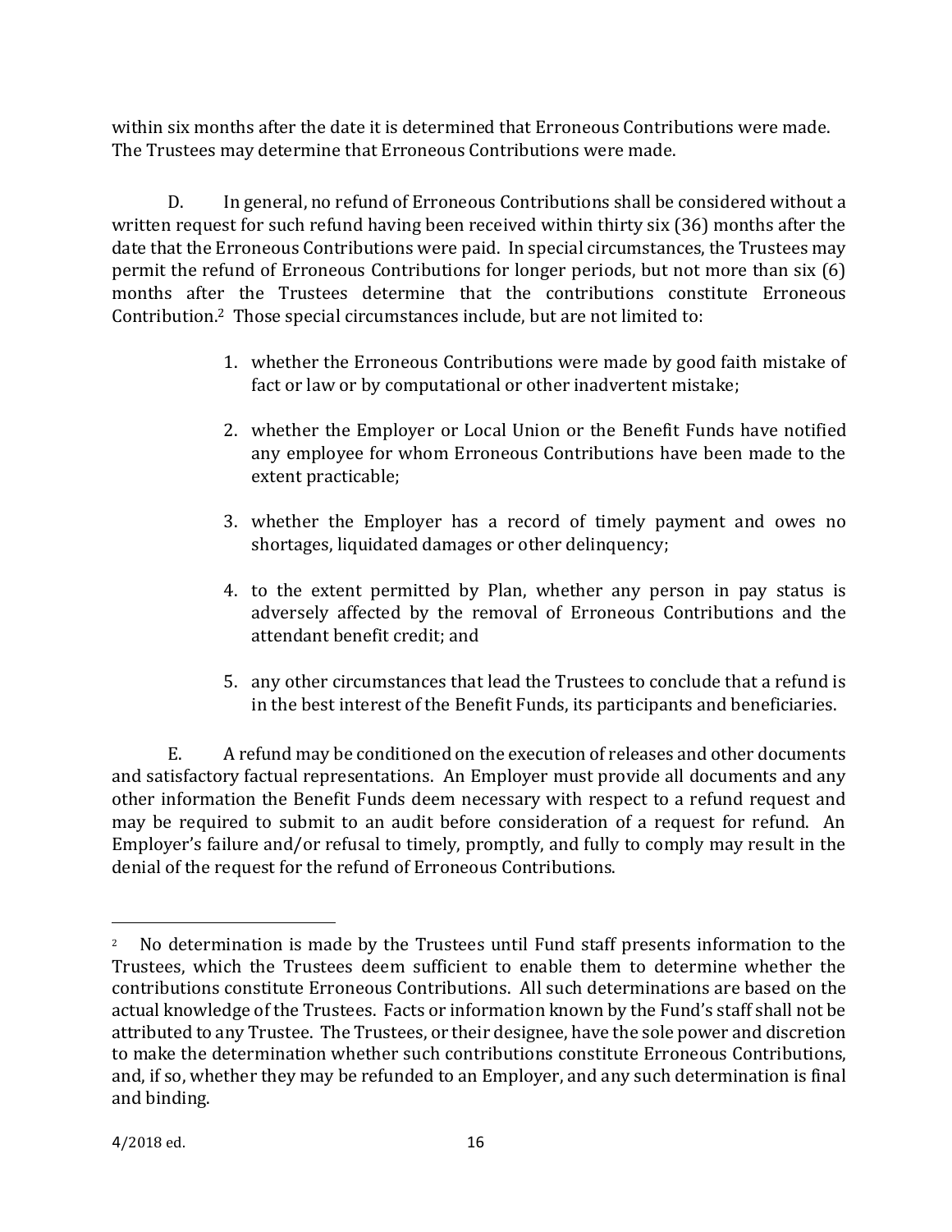within six months after the date it is determined that Erroneous Contributions were made. The Trustees may determine that Erroneous Contributions were made.

D. In general, no refund of Erroneous Contributions shall be considered without a written request for such refund having been received within thirty six (36) months after the date that the Erroneous Contributions were paid. In special circumstances, the Trustees may permit the refund of Erroneous Contributions for longer periods, but not more than six (6) months after the Trustees determine that the contributions constitute Erroneous Contribution.[2] Those special circumstances include, but are not limited to:

1. whether the Erroneous Contributions were made by good faith mistake of fact or law or by computational or other inadvertent mistake;

2. whether the Employer or Local Union or the Benefit Funds have notified any employee for whom Erroneous Contributions have been made to the extent practicable;

3. whether the Employer has a record of timely payment and owes no shortages, liquidated damages or other delinquency;

4. to the extent permitted by Plan, whether any person in pay status is adversely affected by the removal of Erroneous Contributions and the attendant benefit credit; and

5. any other circumstances that lead the Trustees to conclude that a refund is in the best interest of the Benefit Funds, its participants and beneficiaries.

E. A refund may be conditioned on the execution of releases and other documents and satisfactory factual representations. An Employer must provide all documents and any other information the Benefit Funds deem necessary with respect to a refund request and may be required to submit to an audit before consideration of a request for refund. An Employer's failure and/or refusal to timely, promptly, and fully to comply may result in the denial of the request for the refund of Erroneous Contributions.

---

[2] No determination is made by the Trustees until Fund staff presents information to the Trustees, which the Trustees deem sufficient to enable them to determine whether the contributions constitute Erroneous Contributions. All such determinations are based on the actual knowledge of the Trustees. Facts or information known by the Fund's staff shall not be attributed to any Trustee. The Trustees, or their designee, have the sole power and discretion to make the determination whether such contributions constitute Erroneous Contributions, and, if so, whether they may be refunded to an Employer, and any such determination is final and binding.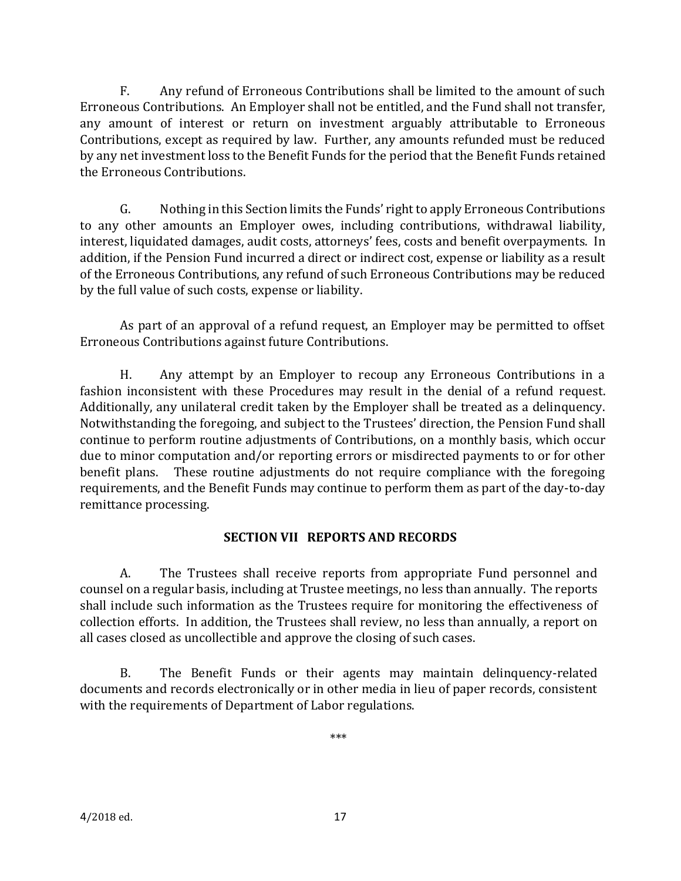F. Any refund of Erroneous Contributions shall be limited to the amount of such Erroneous Contributions. An Employer shall not be entitled, and the Fund shall not transfer, any amount of interest or return on investment arguably attributable to Erroneous Contributions, except as required by law. Further, any amounts refunded must be reduced by any net investment loss to the Benefit Funds for the period that the Benefit Funds retained the Erroneous Contributions.

G. Nothing in this Section limits the Funds' right to apply Erroneous Contributions to any other amounts an Employer owes, including contributions, withdrawal liability, interest, liquidated damages, audit costs, attorneys' fees, costs and benefit overpayments. In addition, if the Pension Fund incurred a direct or indirect cost, expense or liability as a result of the Erroneous Contributions, any refund of such Erroneous Contributions may be reduced by the full value of such costs, expense or liability.

As part of an approval of a refund request, an Employer may be permitted to offset Erroneous Contributions against future Contributions.

H. Any attempt by an Employer to recoup any Erroneous Contributions in a fashion inconsistent with these Procedures may result in the denial of a refund request. Additionally, any unilateral credit taken by the Employer shall be treated as a delinquency. Notwithstanding the foregoing, and subject to the Trustees' direction, the Pension Fund shall continue to perform routine adjustments of Contributions, on a monthly basis, which occur due to minor computation and/or reporting errors or misdirected payments to or for other benefit plans. These routine adjustments do not require compliance with the foregoing requirements, and the Benefit Funds may continue to perform them as part of the day-to-day remittance processing.

## SECTION VII REPORTS AND RECORDS

A. The Trustees shall receive reports from appropriate Fund personnel and counsel on a regular basis, including at Trustee meetings, no less than annually. The reports shall include such information as the Trustees require for monitoring the effectiveness of collection efforts. In addition, the Trustees shall review, no less than annually, a report on all cases closed as uncollectible and approve the closing of such cases.

B. The Benefit Funds or their agents may maintain delinquency-related documents and records electronically or in other media in lieu of paper records, consistent with the requirements of Department of Labor regulations.

***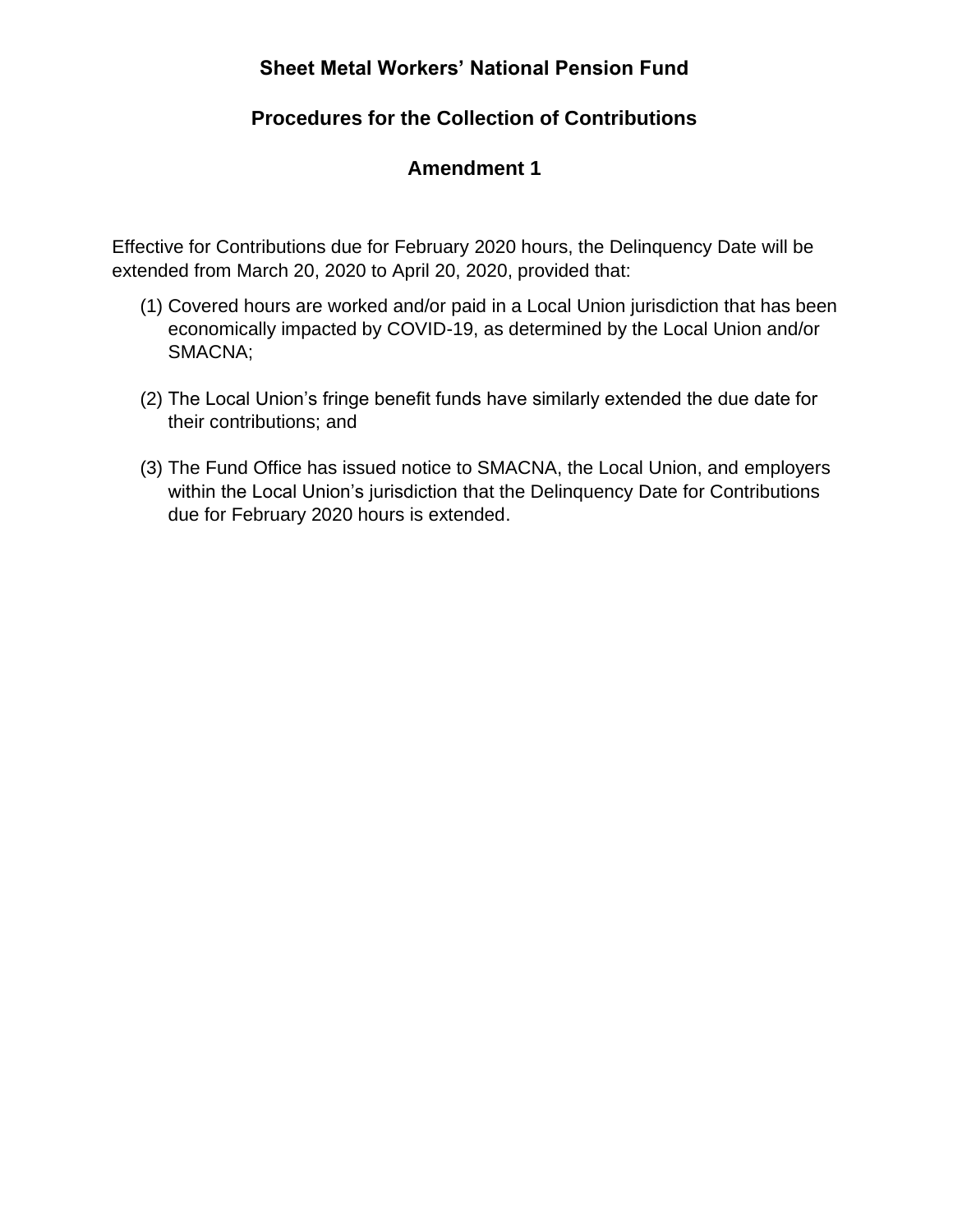# Sheet Metal Workers' National Pension Fund

## Procedures for the Collection of Contributions

## Amendment 1

Effective for Contributions due for February 2020 hours, the Delinquency Date will be extended from March 20, 2020 to April 20, 2020, provided that:

(1) Covered hours are worked and/or paid in a Local Union jurisdiction that has been economically impacted by COVID-19, as determined by the Local Union and/or SMACNA;

(2) The Local Union's fringe benefit funds have similarly extended the due date for their contributions; and

(3) The Fund Office has issued notice to SMACNA, the Local Union, and employers within the Local Union's jurisdiction that the Delinquency Date for Contributions due for February 2020 hours is extended.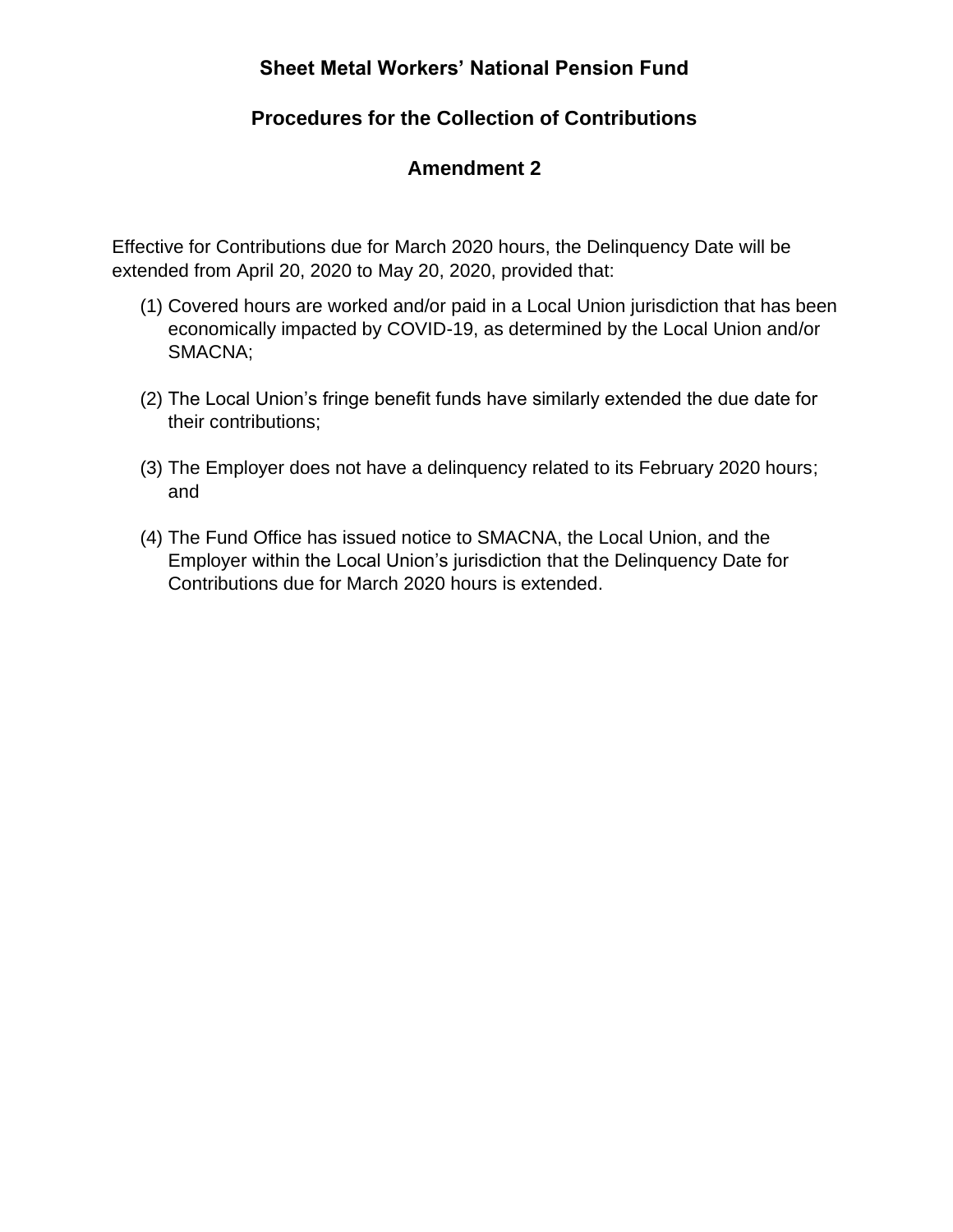# Sheet Metal Workers' National Pension Fund

## Procedures for the Collection of Contributions

## Amendment 2

Effective for Contributions due for March 2020 hours, the Delinquency Date will be extended from April 20, 2020 to May 20, 2020, provided that:

(1) Covered hours are worked and/or paid in a Local Union jurisdiction that has been economically impacted by COVID-19, as determined by the Local Union and/or SMACNA;

(2) The Local Union's fringe benefit funds have similarly extended the due date for their contributions;

(3) The Employer does not have a delinquency related to its February 2020 hours; and

(4) The Fund Office has issued notice to SMACNA, the Local Union, and the Employer within the Local Union's jurisdiction that the Delinquency Date for Contributions due for March 2020 hours is extended.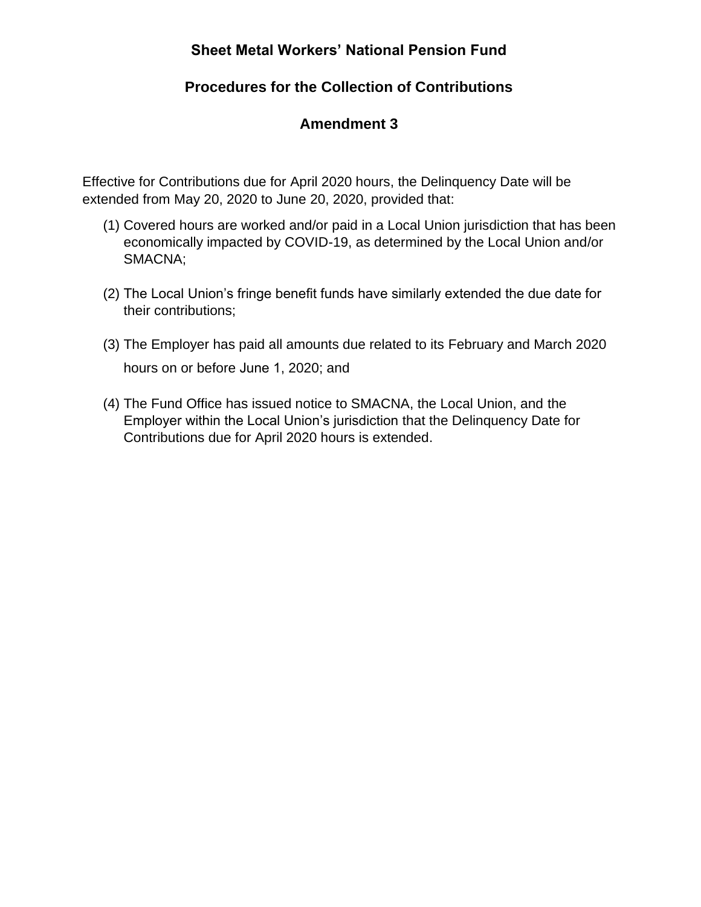# Sheet Metal Workers' National Pension Fund

## Procedures for the Collection of Contributions

## Amendment 3

Effective for Contributions due for April 2020 hours, the Delinquency Date will be extended from May 20, 2020 to June 20, 2020, provided that:

(1) Covered hours are worked and/or paid in a Local Union jurisdiction that has been economically impacted by COVID-19, as determined by the Local Union and/or SMACNA;

(2) The Local Union's fringe benefit funds have similarly extended the due date for their contributions;

(3) The Employer has paid all amounts due related to its February and March 2020 hours on or before June 1, 2020; and

(4) The Fund Office has issued notice to SMACNA, the Local Union, and the Employer within the Local Union's jurisdiction that the Delinquency Date for Contributions due for April 2020 hours is extended.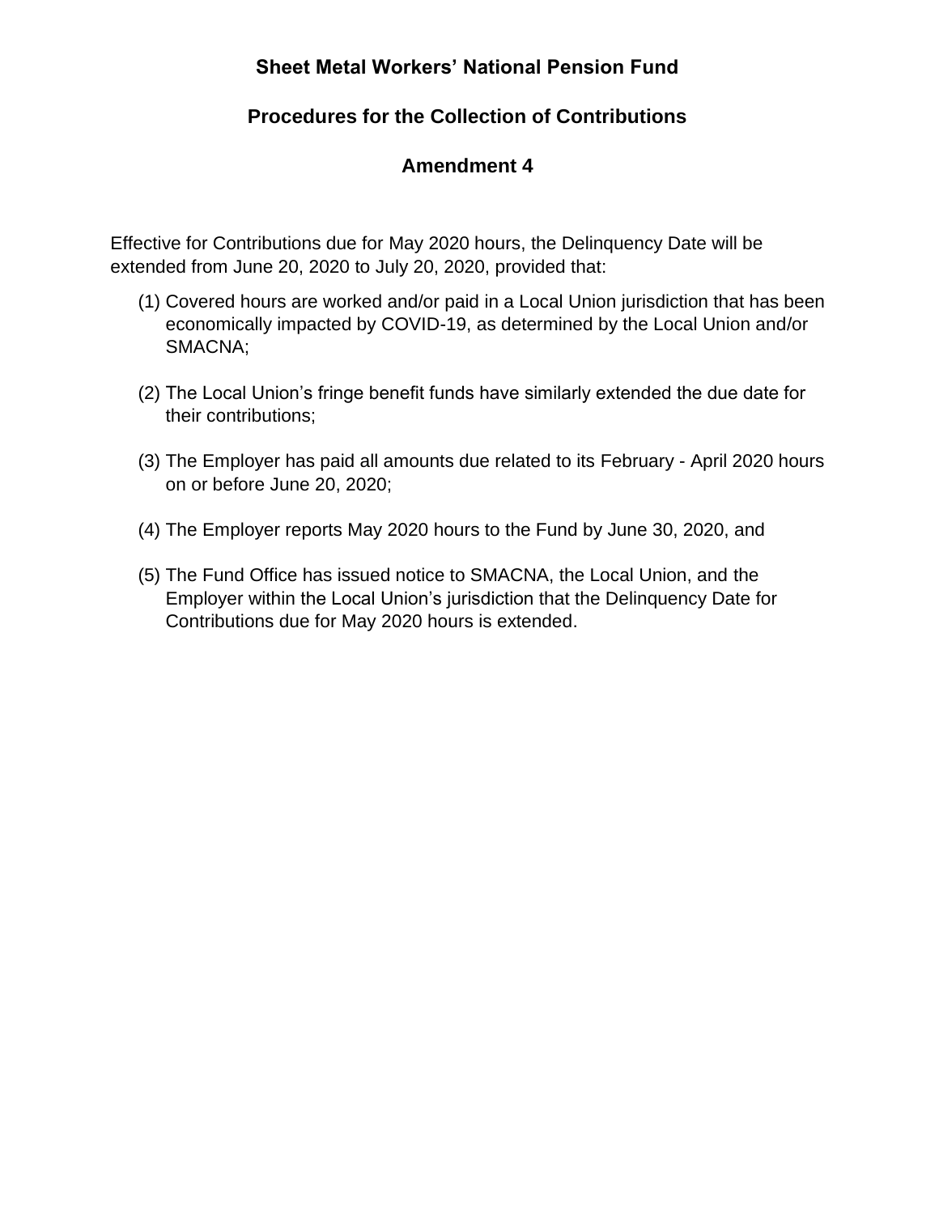# Sheet Metal Workers' National Pension Fund

## Procedures for the Collection of Contributions

## Amendment 4

Effective for Contributions due for May 2020 hours, the Delinquency Date will be extended from June 20, 2020 to July 20, 2020, provided that:

(1) Covered hours are worked and/or paid in a Local Union jurisdiction that has been economically impacted by COVID-19, as determined by the Local Union and/or SMACNA;

(2) The Local Union's fringe benefit funds have similarly extended the due date for their contributions;

(3) The Employer has paid all amounts due related to its February - April 2020 hours on or before June 20, 2020;

(4) The Employer reports May 2020 hours to the Fund by June 30, 2020, and

(5) The Fund Office has issued notice to SMACNA, the Local Union, and the Employer within the Local Union's jurisdiction that the Delinquency Date for Contributions due for May 2020 hours is extended.